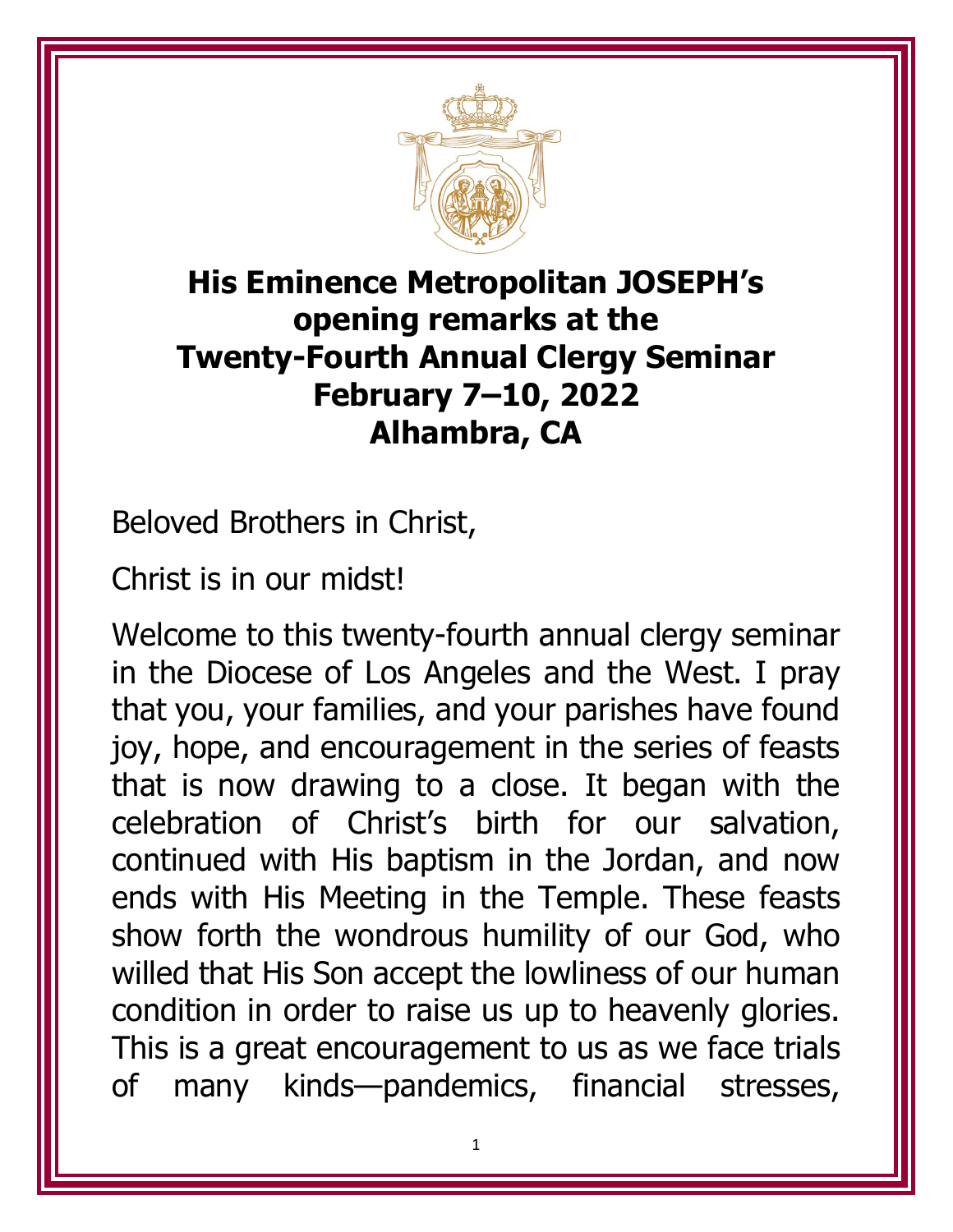# His Eminence Metropolitan JOSEPH's opening remarks at the Twenty-Fourth Annual Clergy Seminar February 7–10, 2022 Alhambra, CA

Beloved Brothers in Christ,

Christ is in our midst!

Welcome to this twenty-fourth annual clergy seminar in the Diocese of Los Angeles and the West. I pray that you, your families, and your parishes have found joy, hope, and encouragement in the series of feasts that is now drawing to a close. It began with the celebration of Christ's birth for our salvation, continued with His baptism in the Jordan, and now ends with His Meeting in the Temple. These feasts show forth the wondrous humility of our God, who willed that His Son accept the lowliness of our human condition in order to raise us up to heavenly glories. This is a great encouragement to us as we face trials of many kinds—pandemics, financial stresses,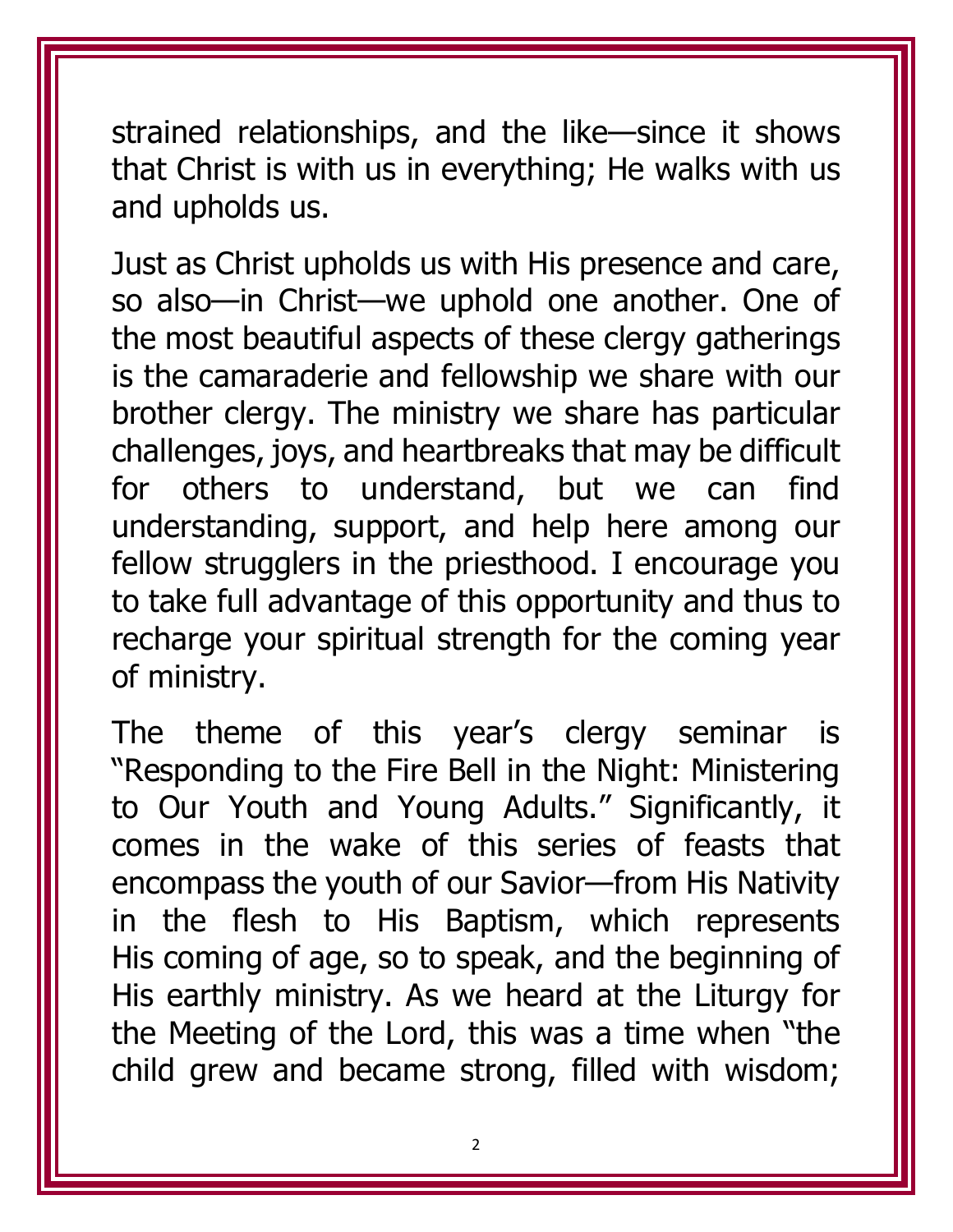strained relationships, and the like—since it shows that Christ is with us in everything; He walks with us and upholds us.

Just as Christ upholds us with His presence and care, so also—in Christ—we uphold one another. One of the most beautiful aspects of these clergy gatherings is the camaraderie and fellowship we share with our brother clergy. The ministry we share has particular challenges, joys, and heartbreaks that may be difficult for others to understand, but we can find understanding, support, and help here among our fellow strugglers in the priesthood. I encourage you to take full advantage of this opportunity and thus to recharge your spiritual strength for the coming year of ministry.

The theme of this year's clergy seminar is "Responding to the Fire Bell in the Night: Ministering to Our Youth and Young Adults." Significantly, it comes in the wake of this series of feasts that encompass the youth of our Savior—from His Nativity in the flesh to His Baptism, which represents His coming of age, so to speak, and the beginning of His earthly ministry. As we heard at the Liturgy for the Meeting of the Lord, this was a time when "the child grew and became strong, filled with wisdom;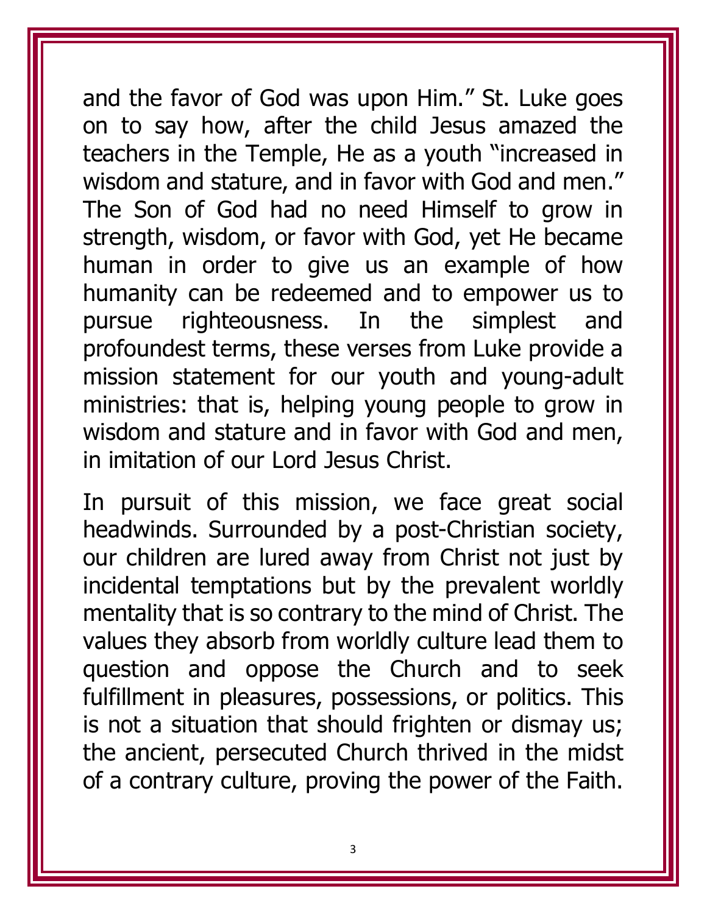and the favor of God was upon Him." St. Luke goes on to say how, after the child Jesus amazed the teachers in the Temple, He as a youth "increased in wisdom and stature, and in favor with God and men." The Son of God had no need Himself to grow in strength, wisdom, or favor with God, yet He became human in order to give us an example of how humanity can be redeemed and to empower us to pursue righteousness. In the simplest and profoundest terms, these verses from Luke provide a mission statement for our youth and young-adult ministries: that is, helping young people to grow in wisdom and stature and in favor with God and men, in imitation of our Lord Jesus Christ.

In pursuit of this mission, we face great social headwinds. Surrounded by a post-Christian society, our children are lured away from Christ not just by incidental temptations but by the prevalent worldly mentality that is so contrary to the mind of Christ. The values they absorb from worldly culture lead them to question and oppose the Church and to seek fulfillment in pleasures, possessions, or politics. This is not a situation that should frighten or dismay us; the ancient, persecuted Church thrived in the midst of a contrary culture, proving the power of the Faith.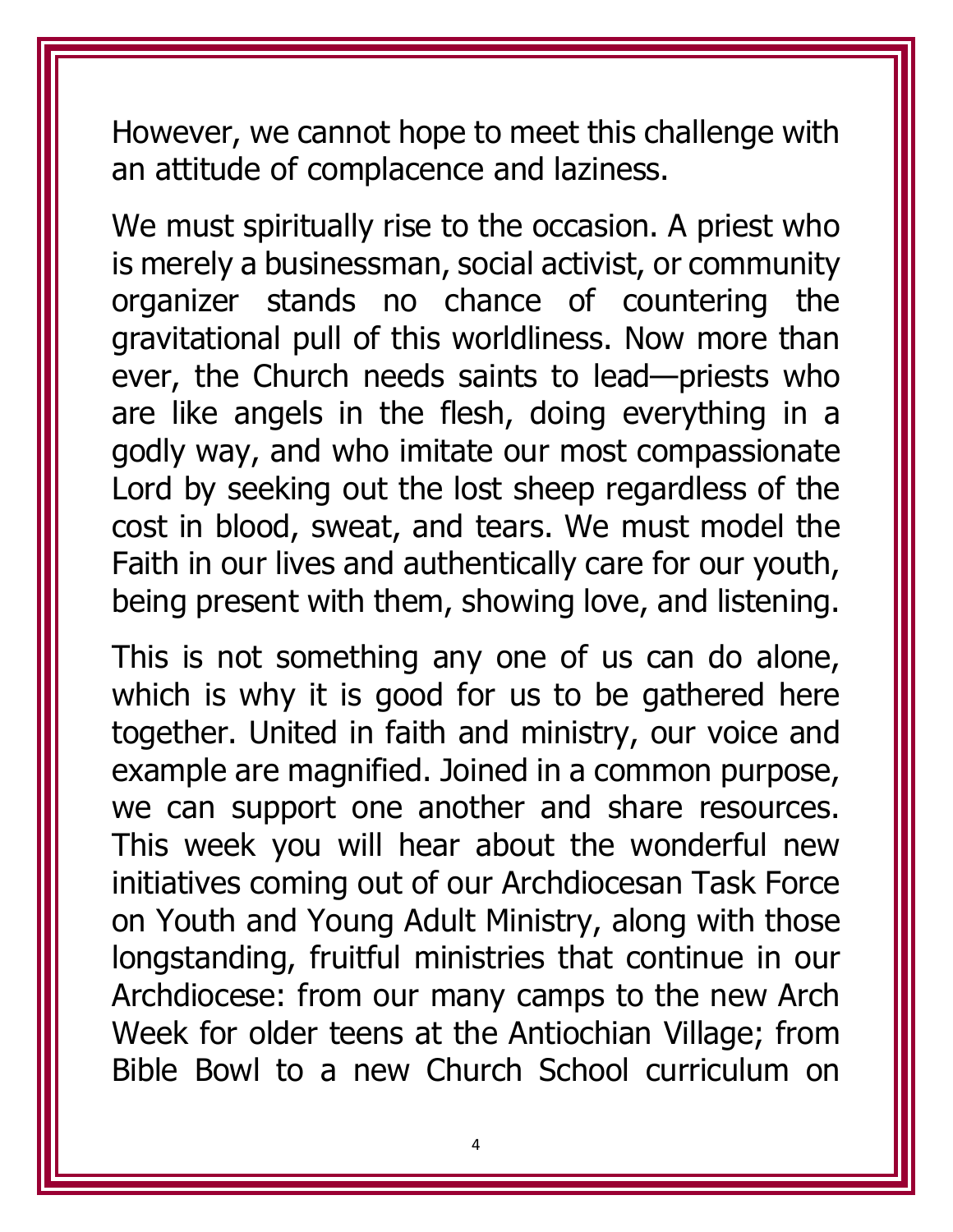However, we cannot hope to meet this challenge with an attitude of complacence and laziness.

We must spiritually rise to the occasion. A priest who is merely a businessman, social activist, or community organizer stands no chance of countering the gravitational pull of this worldliness. Now more than ever, the Church needs saints to lead—priests who are like angels in the flesh, doing everything in a godly way, and who imitate our most compassionate Lord by seeking out the lost sheep regardless of the cost in blood, sweat, and tears. We must model the Faith in our lives and authentically care for our youth, being present with them, showing love, and listening.

This is not something any one of us can do alone, which is why it is good for us to be gathered here together. United in faith and ministry, our voice and example are magnified. Joined in a common purpose, we can support one another and share resources. This week you will hear about the wonderful new initiatives coming out of our Archdiocesan Task Force on Youth and Young Adult Ministry, along with those longstanding, fruitful ministries that continue in our Archdiocese: from our many camps to the new Arch Week for older teens at the Antiochian Village; from Bible Bowl to a new Church School curriculum on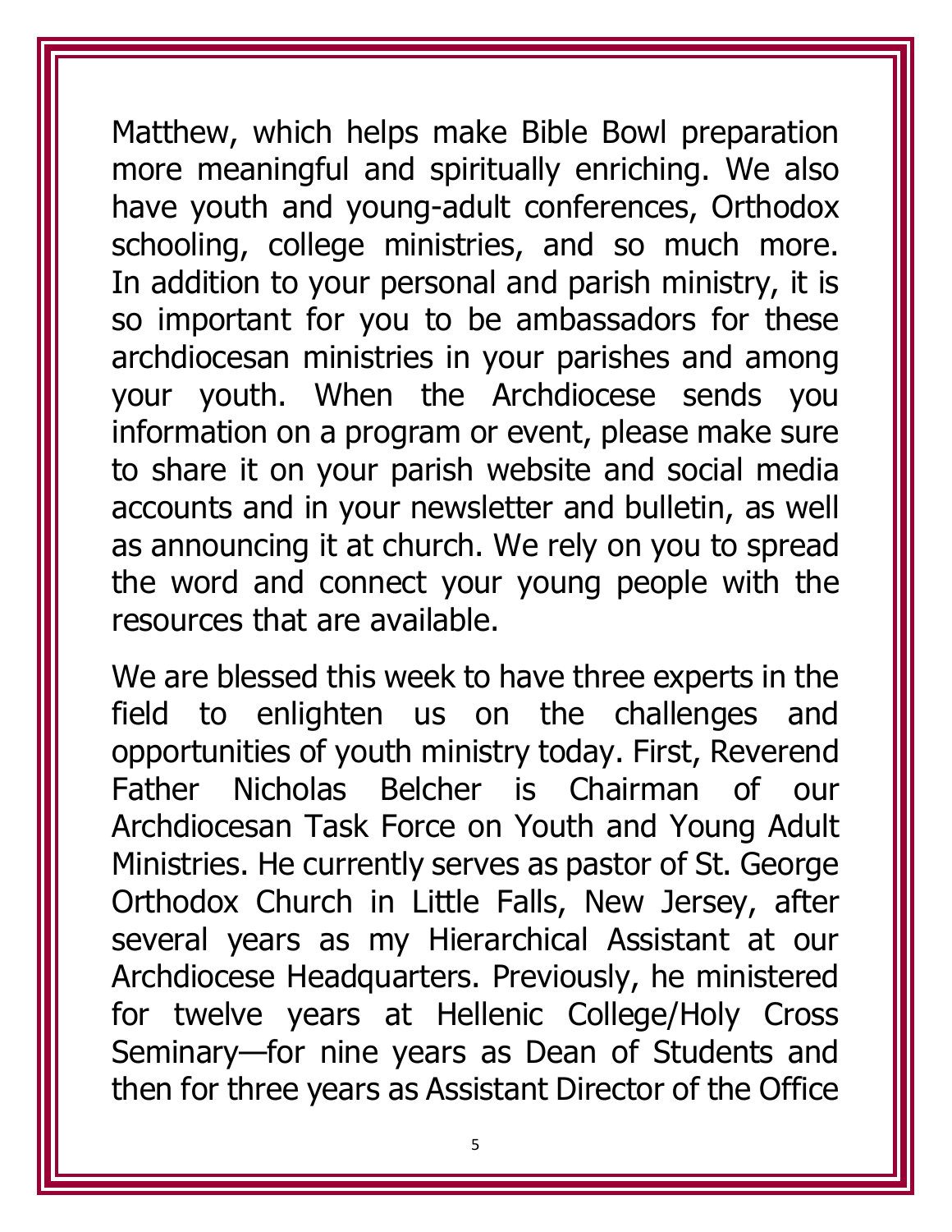Matthew, which helps make Bible Bowl preparation more meaningful and spiritually enriching. We also have youth and young-adult conferences, Orthodox schooling, college ministries, and so much more. In addition to your personal and parish ministry, it is so important for you to be ambassadors for these archdiocesan ministries in your parishes and among your youth. When the Archdiocese sends you information on a program or event, please make sure to share it on your parish website and social media accounts and in your newsletter and bulletin, as well as announcing it at church. We rely on you to spread the word and connect your young people with the resources that are available.

We are blessed this week to have three experts in the field to enlighten us on the challenges and opportunities of youth ministry today. First, Reverend Father Nicholas Belcher is Chairman of our Archdiocesan Task Force on Youth and Young Adult Ministries. He currently serves as pastor of St. George Orthodox Church in Little Falls, New Jersey, after several years as my Hierarchical Assistant at our Archdiocese Headquarters. Previously, he ministered for twelve years at Hellenic College/Holy Cross Seminary—for nine years as Dean of Students and then for three years as Assistant Director of the Office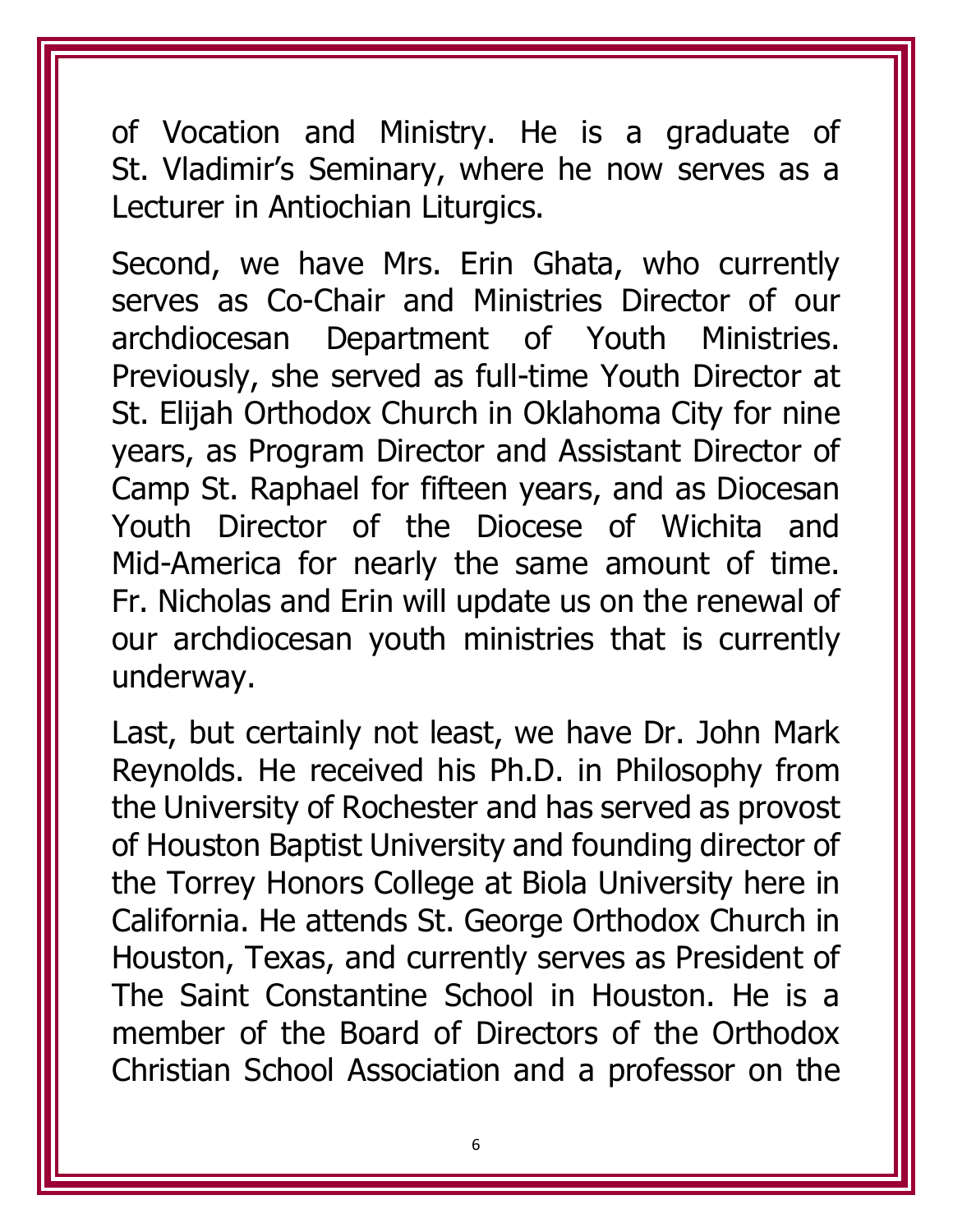of Vocation and Ministry. He is a graduate of St. Vladimir's Seminary, where he now serves as a Lecturer in Antiochian Liturgics.

Second, we have Mrs. Erin Ghata, who currently serves as Co-Chair and Ministries Director of our archdiocesan Department of Youth Ministries. Previously, she served as full-time Youth Director at St. Elijah Orthodox Church in Oklahoma City for nine years, as Program Director and Assistant Director of Camp St. Raphael for fifteen years, and as Diocesan Youth Director of the Diocese of Wichita and Mid-America for nearly the same amount of time. Fr. Nicholas and Erin will update us on the renewal of our archdiocesan youth ministries that is currently underway.

Last, but certainly not least, we have Dr. John Mark Reynolds. He received his Ph.D. in Philosophy from the University of Rochester and has served as provost of Houston Baptist University and founding director of the Torrey Honors College at Biola University here in California. He attends St. George Orthodox Church in Houston, Texas, and currently serves as President of The Saint Constantine School in Houston. He is a member of the Board of Directors of the Orthodox Christian School Association and a professor on the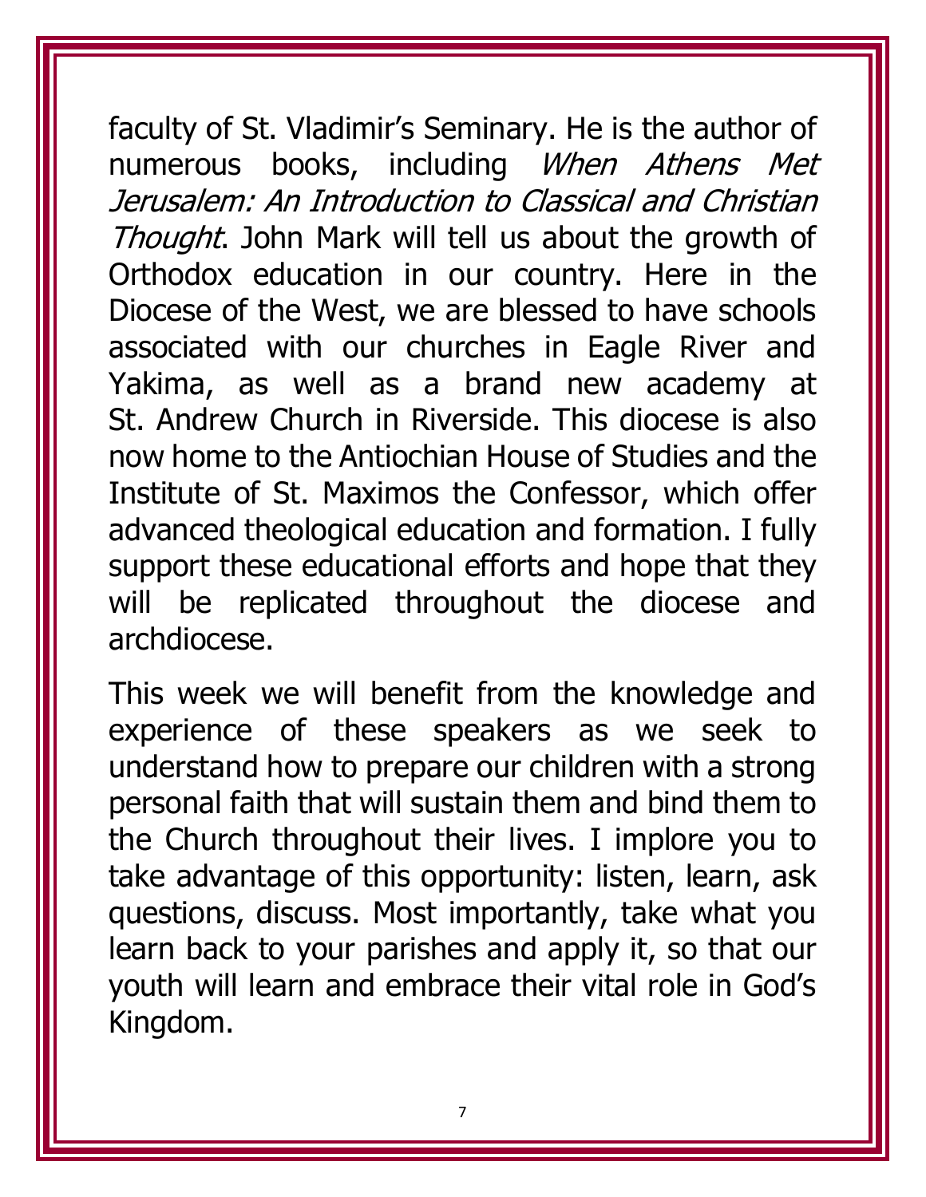faculty of St. Vladimir's Seminary. He is the author of numerous books, including *When Athens Met Jerusalem: An Introduction to Classical and Christian Thought*. John Mark will tell us about the growth of Orthodox education in our country. Here in the Diocese of the West, we are blessed to have schools associated with our churches in Eagle River and Yakima, as well as a brand new academy at St. Andrew Church in Riverside. This diocese is also now home to the Antiochian House of Studies and the Institute of St. Maximos the Confessor, which offer advanced theological education and formation. I fully support these educational efforts and hope that they will be replicated throughout the diocese and archdiocese.

This week we will benefit from the knowledge and experience of these speakers as we seek to understand how to prepare our children with a strong personal faith that will sustain them and bind them to the Church throughout their lives. I implore you to take advantage of this opportunity: listen, learn, ask questions, discuss. Most importantly, take what you learn back to your parishes and apply it, so that our youth will learn and embrace their vital role in God's Kingdom.